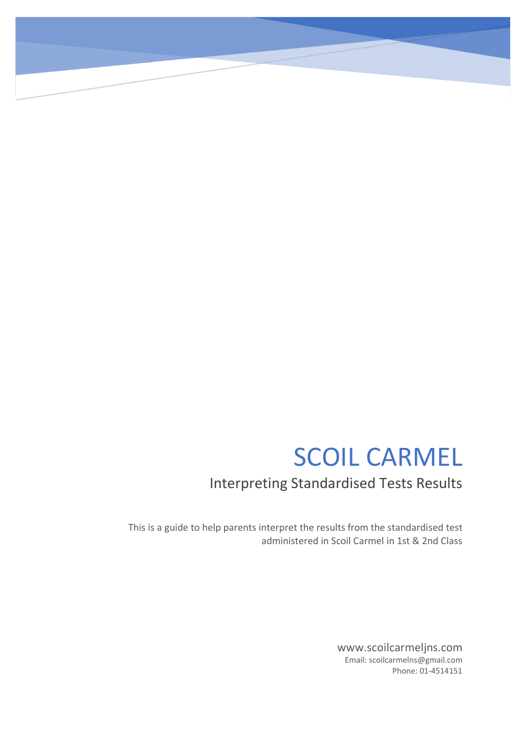# SCOIL CARMEL

## Interpreting Standardised Tests Results

This is a guide to help parents interpret the results from the standardised test administered in Scoil Carmel in 1st & 2nd Class

www.scoilcarmeljns.com
Email: scoilcarmelns@gmail.com
Phone: 01-4514151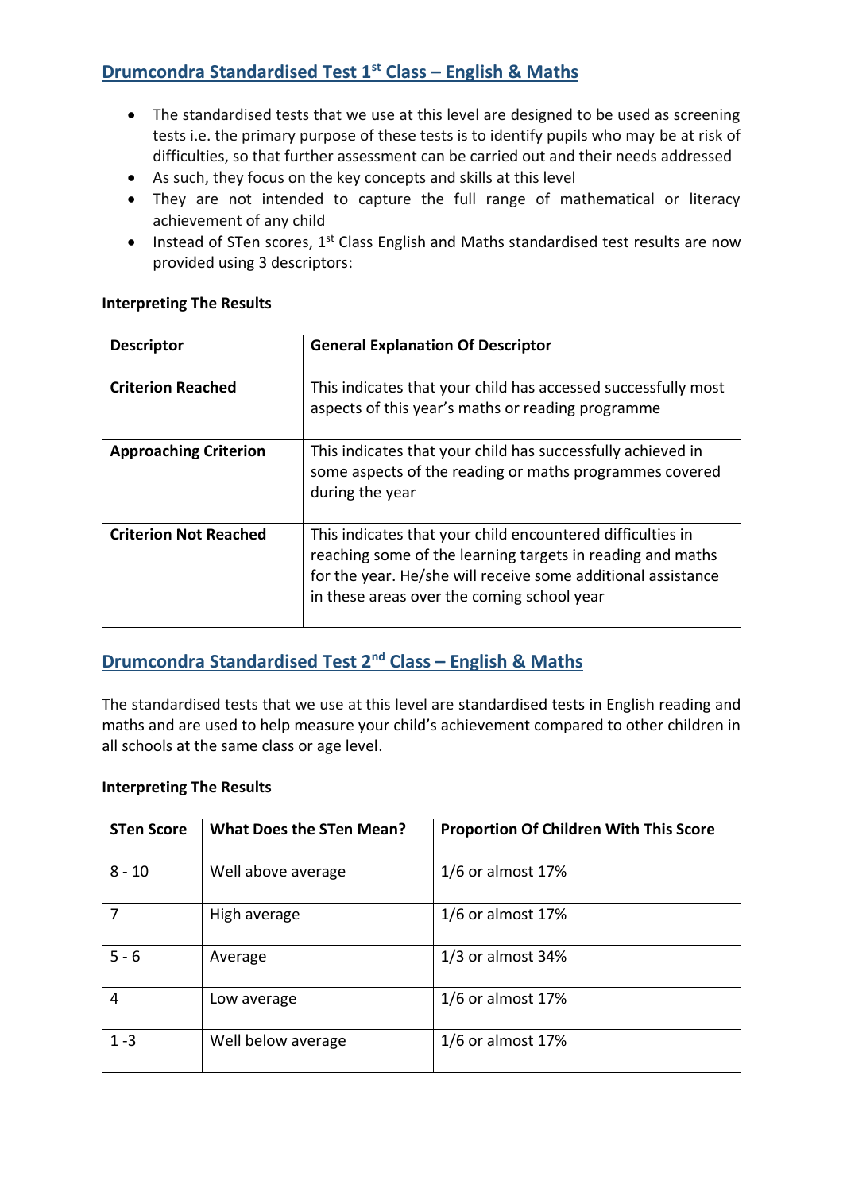## Drumcondra Standardised Test 1st Class – English & Maths

- The standardised tests that we use at this level are designed to be used as screening tests i.e. the primary purpose of these tests is to identify pupils who may be at risk of difficulties, so that further assessment can be carried out and their needs addressed
- As such, they focus on the key concepts and skills at this level
- They are not intended to capture the full range of mathematical or literacy achievement of any child
- Instead of STen scores, 1st Class English and Maths standardised test results are now provided using 3 descriptors:

**Interpreting The Results**

| Descriptor | General Explanation Of Descriptor |
|---|---|
| **Criterion Reached** | This indicates that your child has accessed successfully most aspects of this year's maths or reading programme |
| **Approaching Criterion** | This indicates that your child has successfully achieved in some aspects of the reading or maths programmes covered during the year |
| **Criterion Not Reached** | This indicates that your child encountered difficulties in reaching some of the learning targets in reading and maths for the year. He/she will receive some additional assistance in these areas over the coming school year |

## Drumcondra Standardised Test 2nd Class – English & Maths

The standardised tests that we use at this level are standardised tests in English reading and maths and are used to help measure your child's achievement compared to other children in all schools at the same class or age level.

**Interpreting The Results**

| STen Score | What Does the STen Mean? | Proportion Of Children With This Score |
|---|---|---|
| 8 - 10 | Well above average | 1/6 or almost 17% |
| 7 | High average | 1/6 or almost 17% |
| 5 - 6 | Average | 1/3 or almost 34% |
| 4 | Low average | 1/6 or almost 17% |
| 1 -3 | Well below average | 1/6 or almost 17% |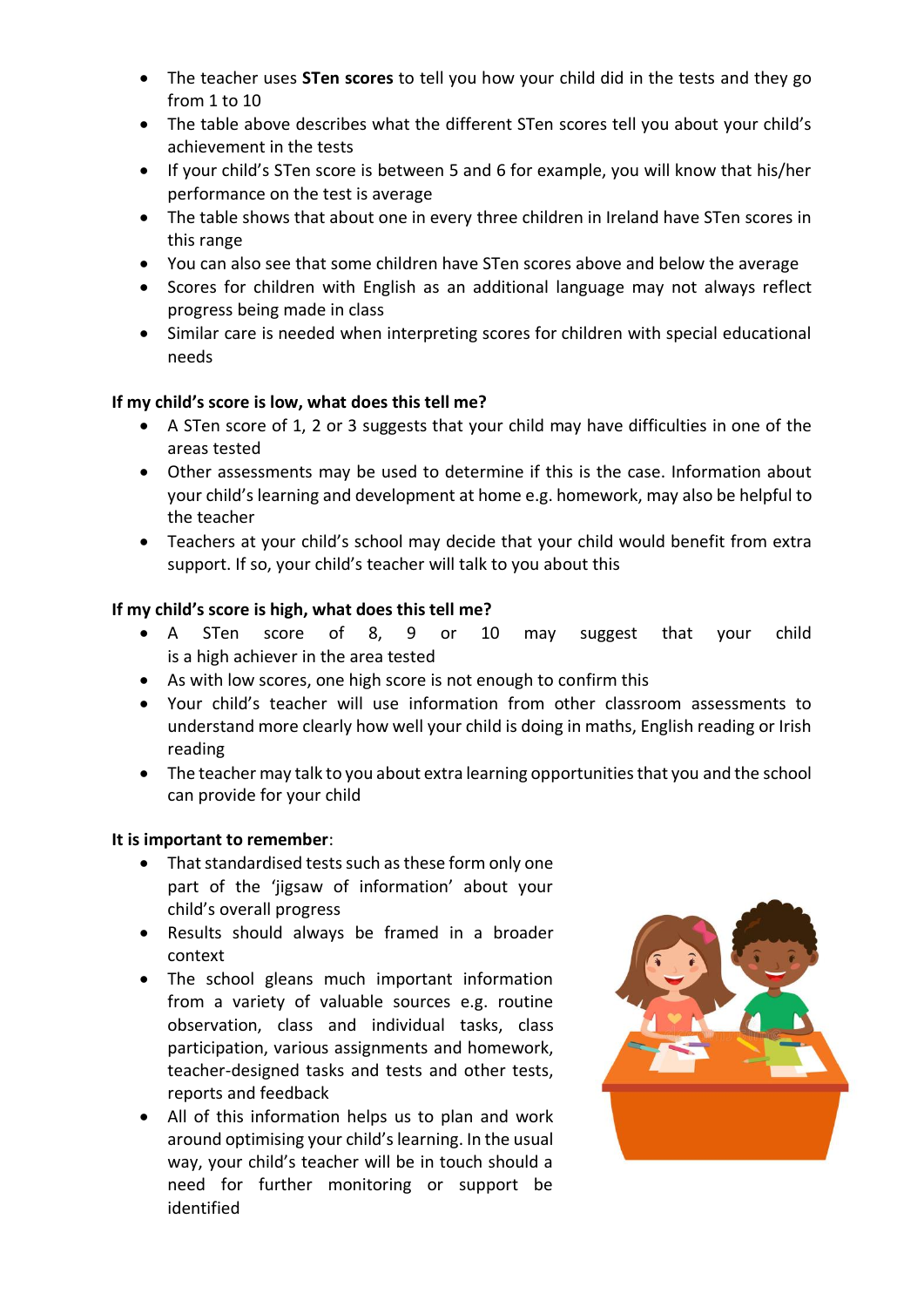- The teacher uses **STen scores** to tell you how your child did in the tests and they go from 1 to 10
- The table above describes what the different STen scores tell you about your child's achievement in the tests
- If your child's STen score is between 5 and 6 for example, you will know that his/her performance on the test is average
- The table shows that about one in every three children in Ireland have STen scores in this range
- You can also see that some children have STen scores above and below the average
- Scores for children with English as an additional language may not always reflect progress being made in class
- Similar care is needed when interpreting scores for children with special educational needs

**If my child's score is low, what does this tell me?**

- A STen score of 1, 2 or 3 suggests that your child may have difficulties in one of the areas tested
- Other assessments may be used to determine if this is the case. Information about your child's learning and development at home e.g. homework, may also be helpful to the teacher
- Teachers at your child's school may decide that your child would benefit from extra support. If so, your child's teacher will talk to you about this

**If my child's score is high, what does this tell me?**

- A STen score of 8, 9 or 10 may suggest that your child is a high achiever in the area tested
- As with low scores, one high score is not enough to confirm this
- Your child's teacher will use information from other classroom assessments to understand more clearly how well your child is doing in maths, English reading or Irish reading
- The teacher may talk to you about extra learning opportunities that you and the school can provide for your child

**It is important to remember**:

- That standardised tests such as these form only one part of the 'jigsaw of information' about your child's overall progress
- Results should always be framed in a broader context
- The school gleans much important information from a variety of valuable sources e.g. routine observation, class and individual tasks, class participation, various assignments and homework, teacher-designed tasks and tests and other tests, reports and feedback
- All of this information helps us to plan and work around optimising your child's learning. In the usual way, your child's teacher will be in touch should a need for further monitoring or support be identified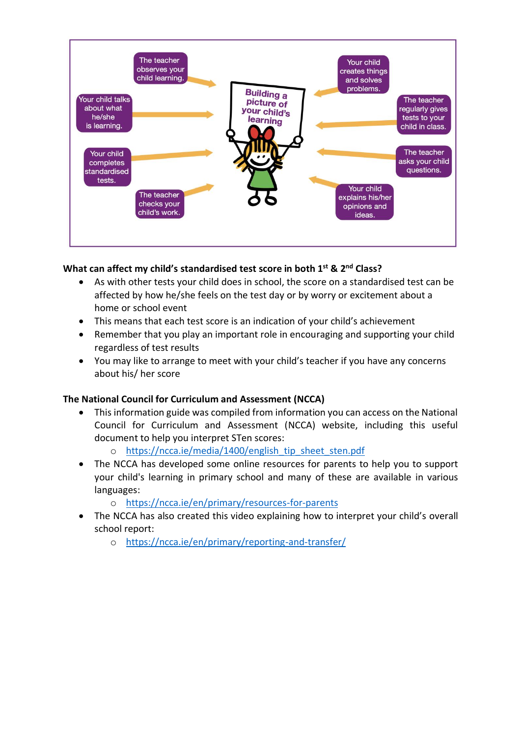Building a picture of your child's learning

The teacher observes your child learning.

Your child talks about what he/she is learning.

Your child completes standardised tests.

The teacher checks your child's work.

Your child creates things and solves problems.

The teacher regularly gives tests to your child in class.

The teacher asks your child questions.

Your child explains his/her opinions and ideas.

**What can affect my child's standardised test score in both 1st & 2nd Class?**

- As with other tests your child does in school, the score on a standardised test can be affected by how he/she feels on the test day or by worry or excitement about a home or school event
- This means that each test score is an indication of your child's achievement
- Remember that you play an important role in encouraging and supporting your child regardless of test results
- You may like to arrange to meet with your child's teacher if you have any concerns about his/ her score

**The National Council for Curriculum and Assessment (NCCA)**

- This information guide was compiled from information you can access on the National Council for Curriculum and Assessment (NCCA) website, including this useful document to help you interpret STen scores:
  - https://ncca.ie/media/1400/english_tip_sheet_sten.pdf
- The NCCA has developed some online resources for parents to help you to support your child's learning in primary school and many of these are available in various languages:
  - https://ncca.ie/en/primary/resources-for-parents
- The NCCA has also created this video explaining how to interpret your child's overall school report:
  - https://ncca.ie/en/primary/reporting-and-transfer/